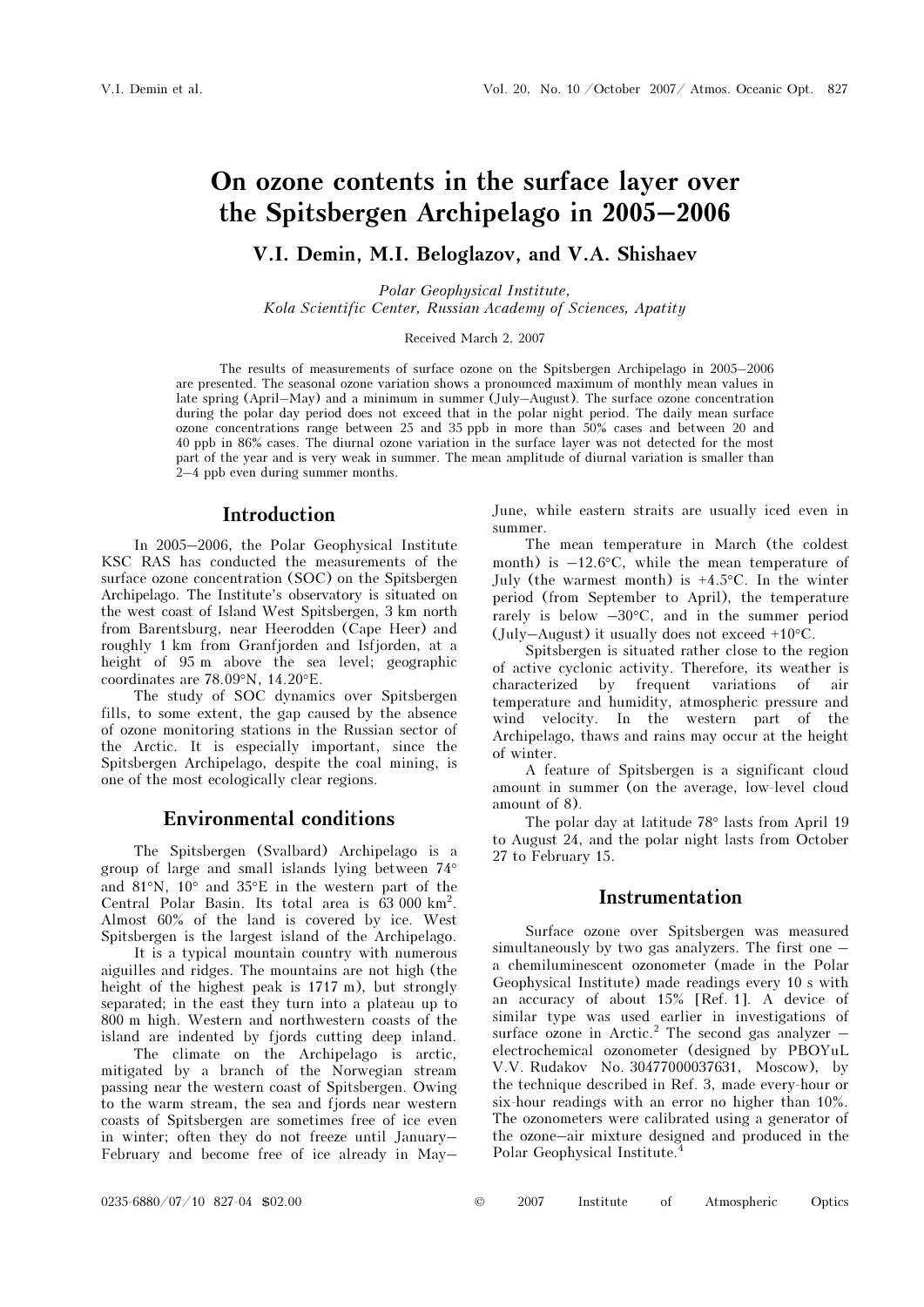# On ozone contents in the surface layer over the Spitsbergen Archipelago in 2005–2006

**V.I. Demin, M.I. Beloglazov, and V.A. Shishaev**

*Polar Geophysical Institute, Kola Scientific Center, Russian Academy of Sciences, Apatity*

Received March 2, 2007

The results of measurements of surface ozone on the Spitsbergen Archipelago in 2005–2006 are presented. The seasonal ozone variation shows a pronounced maximum of monthly mean values in late spring (April–May) and a minimum in summer (July–August). The surface ozone concentration during the polar day period does not exceed that in the polar night period. The daily mean surface ozone concentrations range between 25 and 35 ppb in more than 50% cases and between 20 and 40 ppb in 86% cases. The diurnal ozone variation in the surface layer was not detected for the most part of the year and is very weak in summer. The mean amplitude of diurnal variation is smaller than 2–4 ppb even during summer months.

## Introduction

In 2005–2006, the Polar Geophysical Institute KSC RAS has conducted the measurements of the surface ozone concentration (SOC) on the Spitsbergen Archipelago. The Institute's observatory is situated on the west coast of Island West Spitsbergen, 3 km north from Barentsburg, near Heerodden (Cape Heer) and roughly 1 km from Granfjorden and Isfjorden, at a height of 95 m above the sea level; geographic coordinates are 78.09°N, 14.20°E.

The study of SOC dynamics over Spitsbergen fills, to some extent, the gap caused by the absence of ozone monitoring stations in the Russian sector of the Arctic. It is especially important, since the Spitsbergen Archipelago, despite the coal mining, is one of the most ecologically clear regions.

## Environmental conditions

The Spitsbergen (Svalbard) Archipelago is a group of large and small islands lying between 74° and 81°N, 10° and 35°E in the western part of the Central Polar Basin. Its total area is 63 000 km$^2$. Almost 60% of the land is covered by ice. West Spitsbergen is the largest island of the Archipelago.

It is a typical mountain country with numerous aiguilles and ridges. The mountains are not high (the height of the highest peak is 1717 m), but strongly separated; in the east they turn into a plateau up to 800 m high. Western and northwestern coasts of the island are indented by fjords cutting deep inland.

The climate on the Archipelago is arctic, mitigated by a branch of the Norwegian stream passing near the western coast of Spitsbergen. Owing to the warm stream, the sea and fjords near western coasts of Spitsbergen are sometimes free of ice even in winter; often they do not freeze until January–February and become free of ice already in May–June, while eastern straits are usually iced even in summer.

The mean temperature in March (the coldest month) is −12.6°C, while the mean temperature of July (the warmest month) is +4.5°C. In the winter period (from September to April), the temperature rarely is below −30°C, and in the summer period (July–August) it usually does not exceed +10°C.

Spitsbergen is situated rather close to the region of active cyclonic activity. Therefore, its weather is characterized by frequent variations of air temperature and humidity, atmospheric pressure and wind velocity. In the western part of the Archipelago, thaws and rains may occur at the height of winter.

A feature of Spitsbergen is a significant cloud amount in summer (on the average, low-level cloud amount of 8).

The polar day at latitude 78° lasts from April 19 to August 24, and the polar night lasts from October 27 to February 15.

## Instrumentation

Surface ozone over Spitsbergen was measured simultaneously by two gas analyzers. The first one – a chemiluminescent ozonometer (made in the Polar Geophysical Institute) made readings every 10 s with an accuracy of about 15% [Ref. 1]. A device of similar type was used earlier in investigations of surface ozone in Arctic.[2] The second gas analyzer – electrochemical ozonometer (designed by PBOYuL V.V. Rudakov No. 30477000037631, Moscow), by the technique described in Ref. 3, made every-hour or six-hour readings with an error no higher than 10%. The ozonometers were calibrated using a generator of the ozone–air mixture designed and produced in the Polar Geophysical Institute.[4]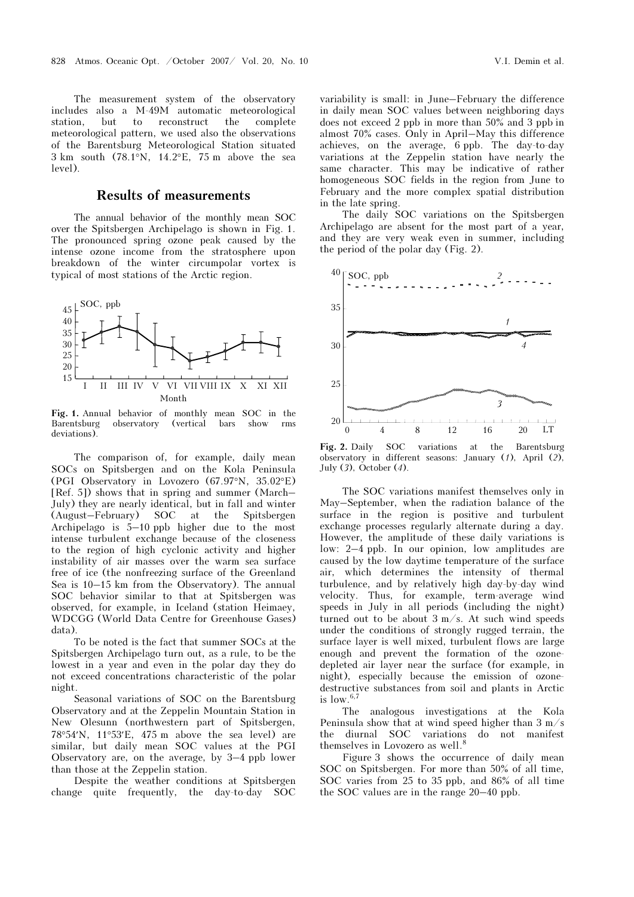The measurement system of the observatory includes also a M-49M automatic meteorological station, but to reconstruct the complete meteorological pattern, we used also the observations of the Barentsburg Meteorological Station situated 3 km south (78.1°N, 14.2°E, 75 m above the sea level).

## Results of measurements

The annual behavior of the monthly mean SOC over the Spitsbergen Archipelago is shown in Fig. 1. The pronounced spring ozone peak caused by the intense ozone income from the stratosphere upon breakdown of the winter circumpolar vortex is typical of most stations of the Arctic region.

SOC, ppb
45
40
35
30
25
20
15
I II III IV V VI VII VIII IX X XI XII
Month

**Fig. 1.** Annual behavior of monthly mean SOC in the Barentsburg observatory (vertical bars show rms deviations).

The comparison of, for example, daily mean SOCs on Spitsbergen and on the Kola Peninsula (PGI Observatory in Lovozero (67.97°N, 35.02°E) [Ref. 5]) shows that in spring and summer (March–July) they are nearly identical, but in fall and winter (August–February) SOC at the Spitsbergen Archipelago is 5–10 ppb higher due to the most intense turbulent exchange because of the closeness to the region of high cyclonic activity and higher instability of air masses over the warm sea surface free of ice (the nonfreezing surface of the Greenland Sea is 10–15 km from the Observatory). The annual SOC behavior similar to that at Spitsbergen was observed, for example, in Iceland (station Heimaey, WDCGG (World Data Centre for Greenhouse Gases) data).

To be noted is the fact that summer SOCs at the Spitsbergen Archipelago turn out, as a rule, to be the lowest in a year and even in the polar day they do not exceed concentrations characteristic of the polar night.

Seasonal variations of SOC on the Barentsburg Observatory and at the Zeppelin Mountain Station in New Olesunn (northwestern part of Spitsbergen, 78°54′N, 11°53′E, 475 m above the sea level) are similar, but daily mean SOC values at the PGI Observatory are, on the average, by 3–4 ppb lower than those at the Zeppelin station.

Despite the weather conditions at Spitsbergen change quite frequently, the day-to-day SOC variability is small: in June–February the difference in daily mean SOC values between neighboring days does not exceed 2 ppb in more than 50% and 3 ppb in almost 70% cases. Only in April–May this difference achieves, on the average, 6 ppb. The day-to-day variations at the Zeppelin station have nearly the same character. This may be indicative of rather homogeneous SOC fields in the region from June to February and the more complex spatial distribution in the late spring.

The daily SOC variations on the Spitsbergen Archipelago are absent for the most part of a year, and they are very weak even in summer, including the period of the polar day (Fig. 2).

40 SOC, ppb
35
30
25
20
0 4 8 12 16 20 LT
1 2 3 4

**Fig. 2.** Daily SOC variations at the Barentsburg observatory in different seasons: January (*1*), April (*2*), July (*3*), October (*4*).

The SOC variations manifest themselves only in May–September, when the radiation balance of the surface in the region is positive and turbulent exchange processes regularly alternate during a day. However, the amplitude of these daily variations is low: 2–4 ppb. In our opinion, low amplitudes are caused by the low daytime temperature of the surface air, which determines the intensity of thermal turbulence, and by relatively high day-by-day wind velocity. Thus, for example, term-average wind speeds in July in all periods (including the night) turned out to be about 3 m/s. At such wind speeds under the conditions of strongly rugged terrain, the surface layer is well mixed, turbulent flows are large enough and prevent the formation of the ozone-depleted air layer near the surface (for example, in night), especially because the emission of ozone-destructive substances from soil and plants in Arctic is low.[6,7]

The analogous investigations at the Kola Peninsula show that at wind speed higher than 3 m/s the diurnal SOC variations do not manifest themselves in Lovozero as well.[8]

Figure 3 shows the occurrence of daily mean SOC on Spitsbergen. For more than 50% of all time, SOC varies from 25 to 35 ppb, and 86% of all time the SOC values are in the range 20–40 ppb.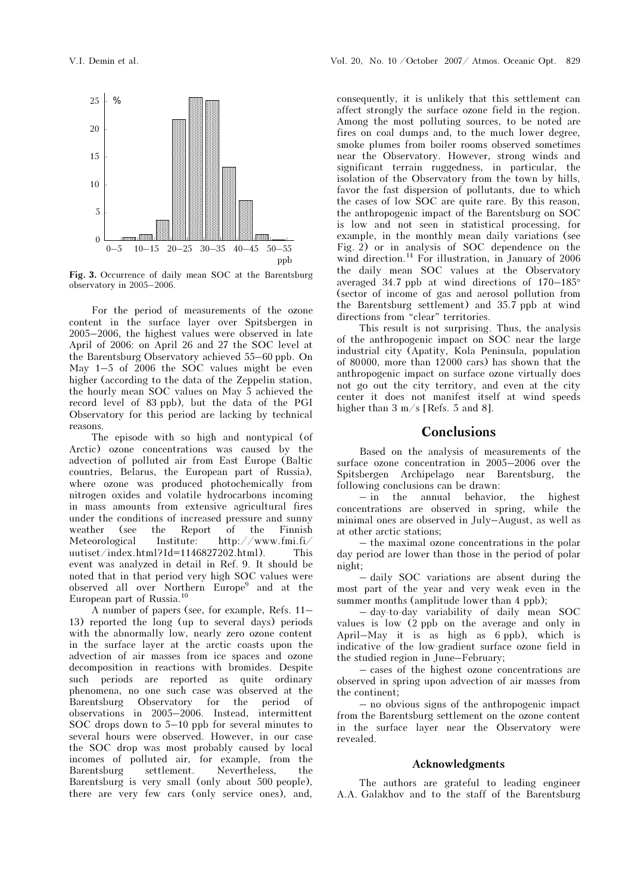25 %

20

15

10

5

0

0–5 10–15 20–25 30–35 40–45 50–55

ppb

**Fig. 3.** Occurrence of daily mean SOC at the Barentsburg observatory in 2005–2006.

For the period of measurements of the ozone content in the surface layer over Spitsbergen in 2005–2006, the highest values were observed in late April of 2006: on April 26 and 27 the SOC level at the Barentsburg Observatory achieved 55–60 ppb. On May 1–5 of 2006 the SOC values might be even higher (according to the data of the Zeppelin station, the hourly mean SOC values on May 5 achieved the record level of 83 ppb), but the data of the PGI Observatory for this period are lacking by technical reasons.

The episode with so high and nontypical (of Arctic) ozone concentrations was caused by the advection of polluted air from East Europe (Baltic countries, Belarus, the European part of Russia), where ozone was produced photochemically from nitrogen oxides and volatile hydrocarbons incoming in mass amounts from extensive agricultural fires under the conditions of increased pressure and sunny weather (see the Report of the Finnish Meteorological Institute: http://www.fmi.fi/uutiset/index.html?Id=1146827202.html). This event was analyzed in detail in Ref. 9. It should be noted that in that period very high SOC values were observed all over Northern Europe[9] and at the European part of Russia.[10]

A number of papers (see, for example, Refs. 11–13) reported the long (up to several days) periods with the abnormally low, nearly zero ozone content in the surface layer at the arctic coasts upon the advection of air masses from ice spaces and ozone decomposition in reactions with bromides. Despite such periods are reported as quite ordinary phenomena, no one such case was observed at the Barentsburg Observatory for the period of observations in 2005–2006. Instead, intermittent SOC drops down to 5–10 ppb for several minutes to several hours were observed. However, in our case the SOC drop was most probably caused by local incomes of polluted air, for example, from the Barentsburg settlement. Nevertheless, the Barentsburg is very small (only about 500 people), there are very few cars (only service ones), and, consequently, it is unlikely that this settlement can affect strongly the surface ozone field in the region. Among the most polluting sources, to be noted are fires on coal dumps and, to the much lower degree, smoke plumes from boiler rooms observed sometimes near the Observatory. However, strong winds and significant terrain ruggedness, in particular, the isolation of the Observatory from the town by hills, favor the fast dispersion of pollutants, due to which the cases of low SOC are quite rare. By this reason, the anthropogenic impact of the Barentsburg on SOC is low and not seen in statistical processing, for example, in the monthly mean daily variations (see Fig. 2) or in analysis of SOC dependence on the wind direction.[14] For illustration, in January of 2006 the daily mean SOC values at the Observatory averaged 34.7 ppb at wind directions of 170–185° (sector of income of gas and aerosol pollution from the Barentsburg settlement) and 35.7 ppb at wind directions from "clear" territories.

This result is not surprising. Thus, the analysis of the anthropogenic impact on SOC near the large industrial city (Apatity, Kola Peninsula, population of 80000, more than 12000 cars) has shown that the anthropogenic impact on surface ozone virtually does not go out the city territory, and even at the city center it does not manifest itself at wind speeds higher than 3 m/s [Refs. 5 and 8].

## Conclusions

Based on the analysis of measurements of the surface ozone concentration in 2005–2006 over the Spitsbergen Archipelago near Barentsburg, the following conclusions can be drawn:

– in the annual behavior, the highest concentrations are observed in spring, while the minimal ones are observed in July–August, as well as at other arctic stations;

– the maximal ozone concentrations in the polar day period are lower than those in the period of polar night;

– daily SOC variations are absent during the most part of the year and very weak even in the summer months (amplitude lower than 4 ppb);

– day-to-day variability of daily mean SOC values is low (2 ppb on the average and only in April–May it is as high as 6 ppb), which is indicative of the low-gradient surface ozone field in the studied region in June–February;

– cases of the highest ozone concentrations are observed in spring upon advection of air masses from the continent;

– no obvious signs of the anthropogenic impact from the Barentsburg settlement on the ozone content in the surface layer near the Observatory were revealed.

### Acknowledgments

The authors are grateful to leading engineer A.A. Galakhov and to the staff of the Barentsburg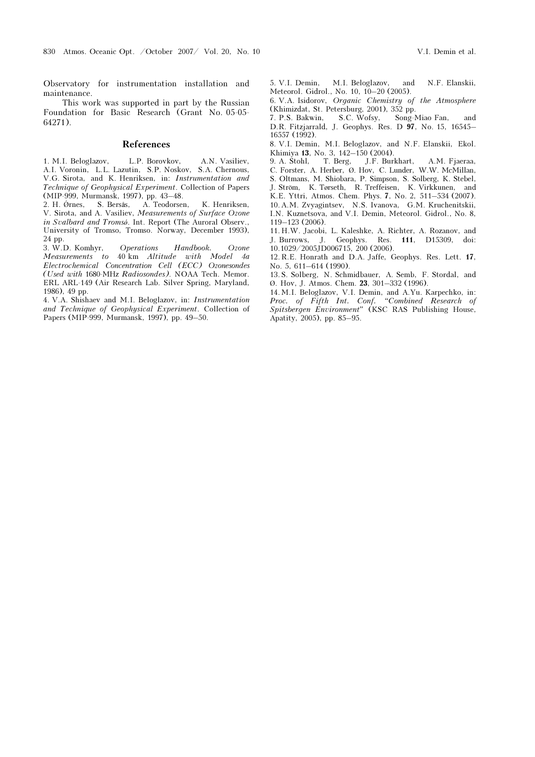Observatory for instrumentation installation and maintenance.

This work was supported in part by the Russian Foundation for Basic Research (Grant No. 05-05-64271).

## References

1. M.I. Beloglazov, L.P. Borovkov, A.N. Vasiliev, A.I. Voronin, L.L. Lazutin, S.P. Noskov, S.A. Chernous, V.G. Sirota, and K. Henriksen, in: *Instrumentation and Technique of Geophysical Experiment*. Collection of Papers (MIP-999, Murmansk, 1997), pp. 43–48.
2. H. Ørnes, S. Bersås, A. Teodorsen, K. Henriksen, V. Sirota, and A. Vasiliev, *Measurements of Surface Ozone in Svalbard and Tromsø*. Int. Report (The Auroral Observ., University of Tromso, Tromso. Norway, December 1993), 24 pp.
3. W.D. Komhyr, *Operations Handbook. Ozone Measurements to* 40 km *Altitude with Model 4a Electrochemical Concentration Cell (ECC) Ozonesondes (Used with* 1680-MHz *Radiosondes)*. NOAA Tech. Memor. ERL ARL-149 (Air Research Lab. Silver Spring, Maryland, 1986), 49 pp.
4. V.A. Shishaev and M.I. Beloglazov, in: *Instrumentation and Technique of Geophysical Experiment*. Collection of Papers (MIP-999, Murmansk, 1997), pp. 49–50.
5. V.I. Demin, M.I. Beloglazov, and N.F. Elanskii, Meteorol. Gidrol., No. 10, 10–20 (2005).
6. V.A. Isidorov, *Organic Chemistry of the Atmosphere* (Khimizdat, St. Petersburg, 2001), 352 pp.
7. P.S. Bakwin, S.C. Wofsy, Song-Miao Fan, and D.R. Fitzjarrald, J. Geophys. Res. D **97**, No. 15, 16545–16557 (1992).
8. V.I. Demin, M.I. Beloglazov, and N.F. Elanskii, Ekol. Khimiya **13**, No. 3, 142–150 (2004).
9. A. Stohl, T. Berg, J.F. Burkhart, A.M. Fjaeraa, C. Forster, A. Herber, Ø. Hov, C. Lunder, W.W. McMillan, S. Oltmans, M. Shiobara, P. Simpson, S. Solberg, K. Stebel, J. Ström, K. Tørseth, R. Treffeisen, K. Virkkunen, and K.E. Yttri, Atmos. Chem. Phys. **7**, No. 2, 511–534 (2007).
10. A.M. Zvyagintsev, N.S. Ivanova, G.M. Kruchenitskii, I.N. Kuznetsova, and V.I. Demin, Meteorol. Gidrol., No. 8, 119–123 (2006).
11. H.W. Jacobi, L. Kaleshke, A. Richter, A. Rozanov, and J. Burrows, J. Geophys. Res. **111**, D15309, doi: 10.1029/2005JD006715, 200 (2006).
12. R.E. Honrath and D.A. Jaffe, Geophys. Res. Lett. **17**, No. 5, 611–614 (1990).
13. S. Solberg, N. Schmidbauer, A. Semb, F. Stordal, and Ø. Hov, J. Atmos. Chem. **23**, 301–332 (1996).
14. M.I. Beloglazov, V.I. Demin, and A.Yu. Karpechko, in: *Proc. of Fifth Int. Conf. "Combined Research of Spitsbergen Environment"* (KSC RAS Publishing House, Apatity, 2005), pp. 85–95.